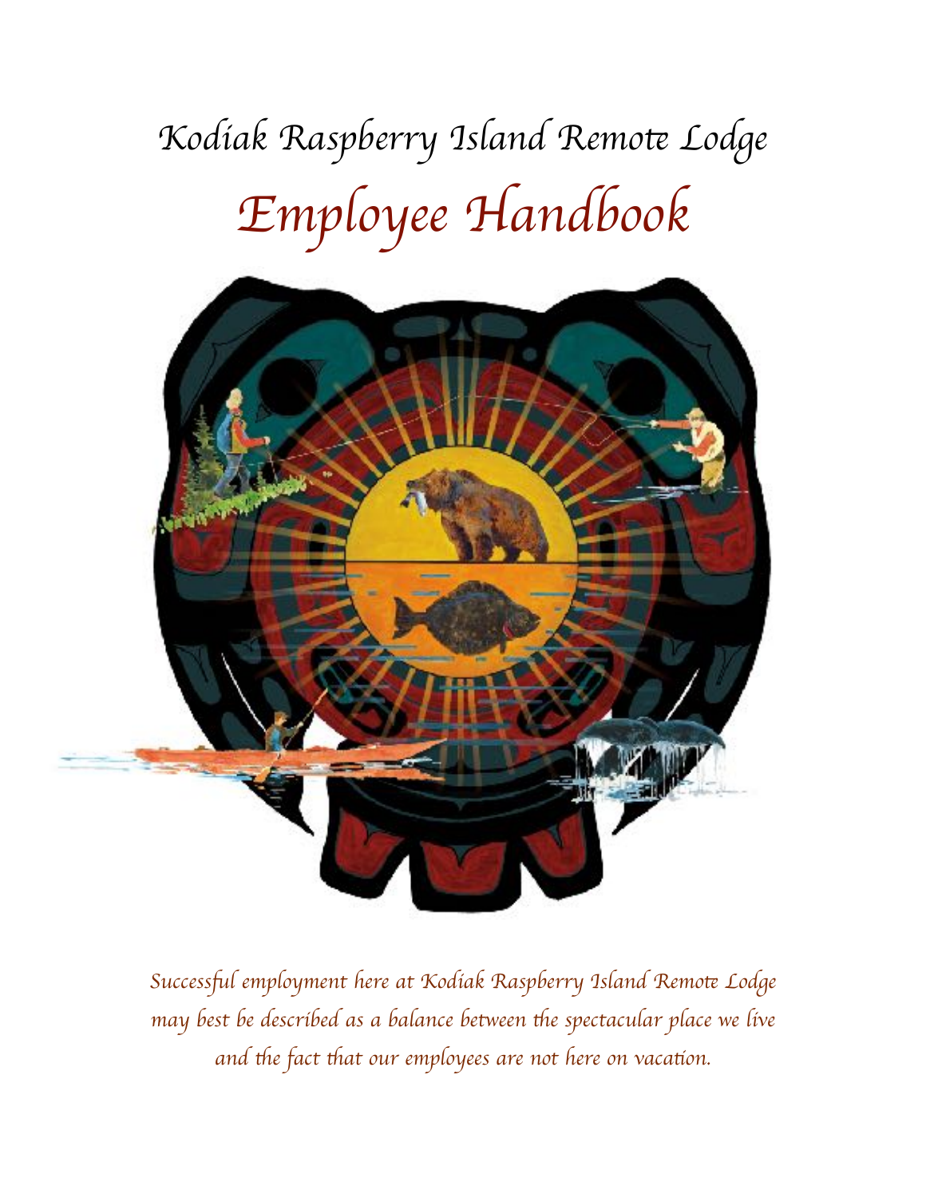# Kodiak Raspberry Island Remote Lodge

# Employee Handbook

*Successful employment here at Kodiak Raspberry Island Remote Lodge may best be described as a balance between the spectacular place we live and the fact that our employees are not here on vacation.*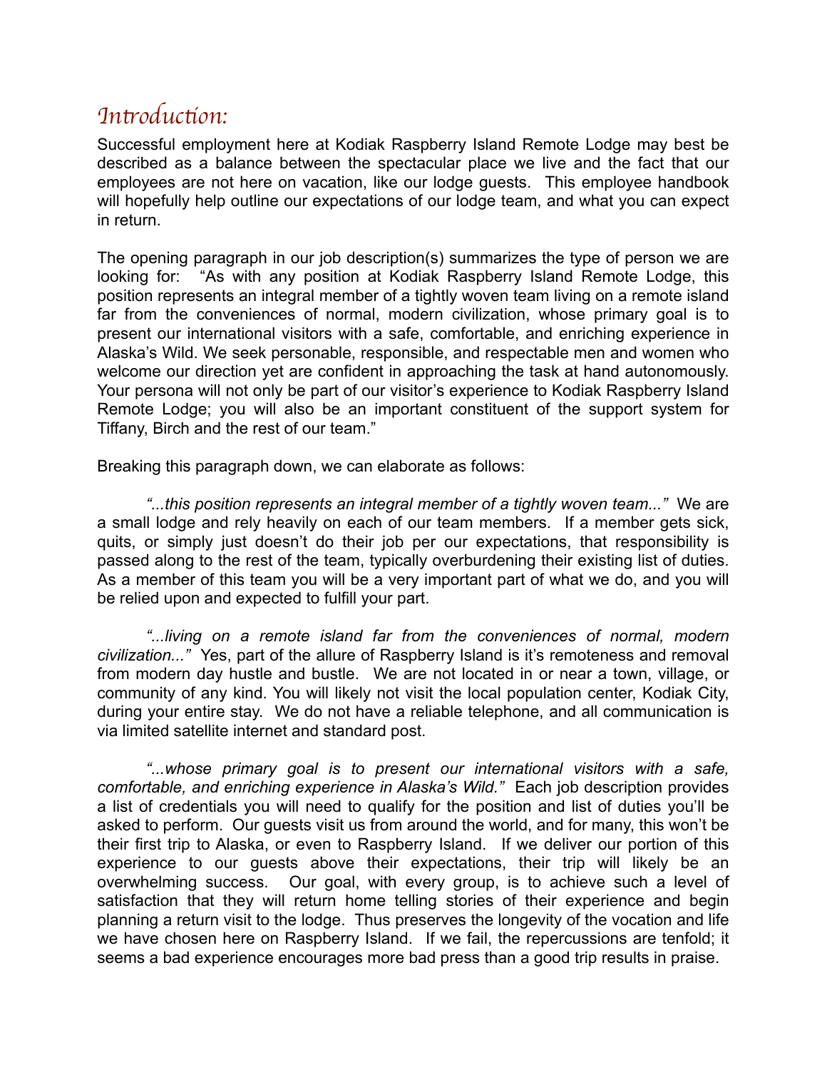## *Introduction:*

Successful employment here at Kodiak Raspberry Island Remote Lodge may best be described as a balance between the spectacular place we live and the fact that our employees are not here on vacation, like our lodge guests. This employee handbook will hopefully help outline our expectations of our lodge team, and what you can expect in return.

The opening paragraph in our job description(s) summarizes the type of person we are looking for: "As with any position at Kodiak Raspberry Island Remote Lodge, this position represents an integral member of a tightly woven team living on a remote island far from the conveniences of normal, modern civilization, whose primary goal is to present our international visitors with a safe, comfortable, and enriching experience in Alaska's Wild. We seek personable, responsible, and respectable men and women who welcome our direction yet are confident in approaching the task at hand autonomously. Your persona will not only be part of our visitor's experience to Kodiak Raspberry Island Remote Lodge; you will also be an important constituent of the support system for Tiffany, Birch and the rest of our team."

Breaking this paragraph down, we can elaborate as follows:

*"...this position represents an integral member of a tightly woven team..."* We are a small lodge and rely heavily on each of our team members. If a member gets sick, quits, or simply just doesn't do their job per our expectations, that responsibility is passed along to the rest of the team, typically overburdening their existing list of duties. As a member of this team you will be a very important part of what we do, and you will be relied upon and expected to fulfill your part.

*"...living on a remote island far from the conveniences of normal, modern civilization..."* Yes, part of the allure of Raspberry Island is it's remoteness and removal from modern day hustle and bustle. We are not located in or near a town, village, or community of any kind. You will likely not visit the local population center, Kodiak City, during your entire stay. We do not have a reliable telephone, and all communication is via limited satellite internet and standard post.

*"...whose primary goal is to present our international visitors with a safe, comfortable, and enriching experience in Alaska's Wild."* Each job description provides a list of credentials you will need to qualify for the position and list of duties you'll be asked to perform. Our guests visit us from around the world, and for many, this won't be their first trip to Alaska, or even to Raspberry Island. If we deliver our portion of this experience to our guests above their expectations, their trip will likely be an overwhelming success. Our goal, with every group, is to achieve such a level of satisfaction that they will return home telling stories of their experience and begin planning a return visit to the lodge. Thus preserves the longevity of the vocation and life we have chosen here on Raspberry Island. If we fail, the repercussions are tenfold; it seems a bad experience encourages more bad press than a good trip results in praise.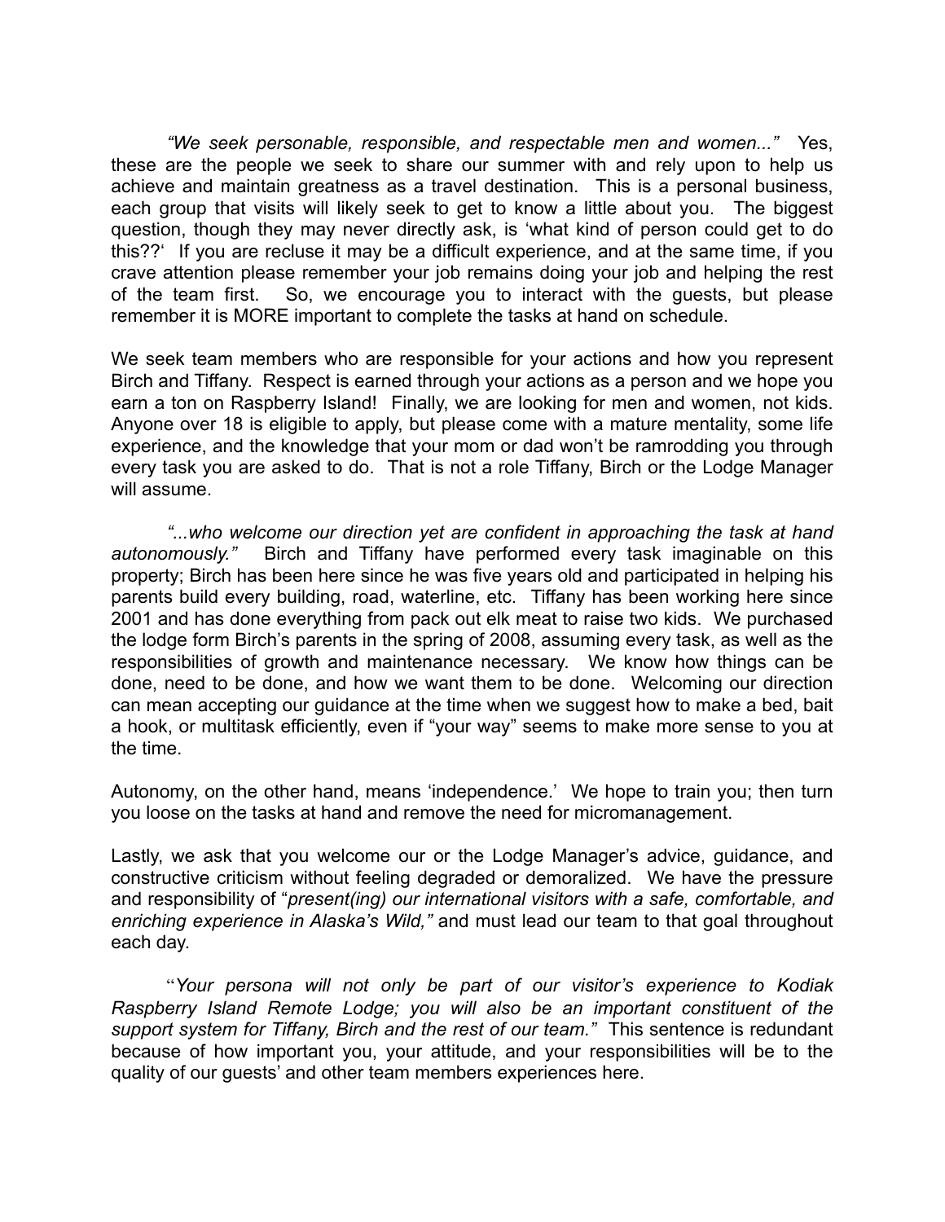*"We seek personable, responsible, and respectable men and women..."* Yes, these are the people we seek to share our summer with and rely upon to help us achieve and maintain greatness as a travel destination. This is a personal business, each group that visits will likely seek to get to know a little about you. The biggest question, though they may never directly ask, is 'what kind of person could get to do this??' If you are recluse it may be a difficult experience, and at the same time, if you crave attention please remember your job remains doing your job and helping the rest of the team first. So, we encourage you to interact with the guests, but please remember it is MORE important to complete the tasks at hand on schedule.

We seek team members who are responsible for your actions and how you represent Birch and Tiffany. Respect is earned through your actions as a person and we hope you earn a ton on Raspberry Island! Finally, we are looking for men and women, not kids. Anyone over 18 is eligible to apply, but please come with a mature mentality, some life experience, and the knowledge that your mom or dad won't be ramrodding you through every task you are asked to do. That is not a role Tiffany, Birch or the Lodge Manager will assume.

*"...who welcome our direction yet are confident in approaching the task at hand autonomously."* Birch and Tiffany have performed every task imaginable on this property; Birch has been here since he was five years old and participated in helping his parents build every building, road, waterline, etc. Tiffany has been working here since 2001 and has done everything from pack out elk meat to raise two kids. We purchased the lodge form Birch's parents in the spring of 2008, assuming every task, as well as the responsibilities of growth and maintenance necessary. We know how things can be done, need to be done, and how we want them to be done. Welcoming our direction can mean accepting our guidance at the time when we suggest how to make a bed, bait a hook, or multitask efficiently, even if "your way" seems to make more sense to you at the time.

Autonomy, on the other hand, means 'independence.' We hope to train you; then turn you loose on the tasks at hand and remove the need for micromanagement.

Lastly, we ask that you welcome our or the Lodge Manager's advice, guidance, and constructive criticism without feeling degraded or demoralized. We have the pressure and responsibility of "*present(ing) our international visitors with a safe, comfortable, and enriching experience in Alaska's Wild,"* and must lead our team to that goal throughout each day.

"*Your persona will not only be part of our visitor's experience to Kodiak Raspberry Island Remote Lodge; you will also be an important constituent of the support system for Tiffany, Birch and the rest of our team."* This sentence is redundant because of how important you, your attitude, and your responsibilities will be to the quality of our guests' and other team members experiences here.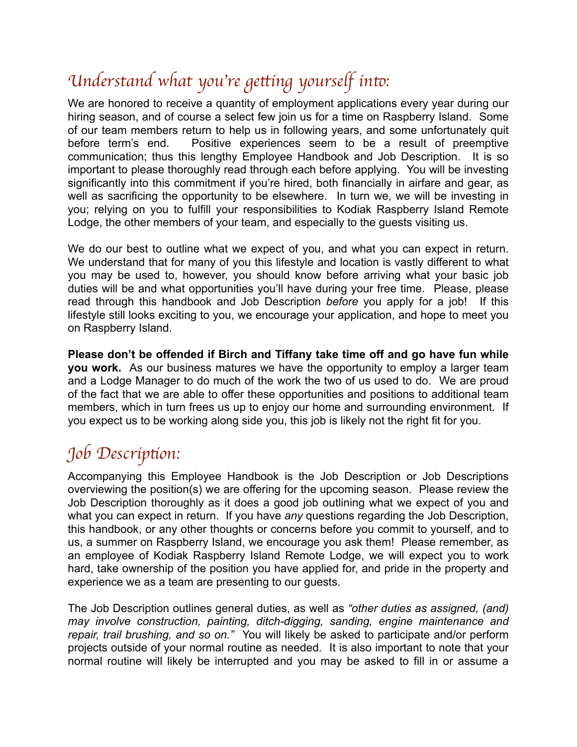## *Understand what you're getting yourself into:*

We are honored to receive a quantity of employment applications every year during our hiring season, and of course a select few join us for a time on Raspberry Island. Some of our team members return to help us in following years, and some unfortunately quit before term's end. Positive experiences seem to be a result of preemptive communication; thus this lengthy Employee Handbook and Job Description. It is so important to please thoroughly read through each before applying. You will be investing significantly into this commitment if you're hired, both financially in airfare and gear, as well as sacrificing the opportunity to be elsewhere. In turn we, we will be investing in you; relying on you to fulfill your responsibilities to Kodiak Raspberry Island Remote Lodge, the other members of your team, and especially to the guests visiting us.

We do our best to outline what we expect of you, and what you can expect in return. We understand that for many of you this lifestyle and location is vastly different to what you may be used to, however, you should know before arriving what your basic job duties will be and what opportunities you'll have during your free time. Please, please read through this handbook and Job Description *before* you apply for a job! If this lifestyle still looks exciting to you, we encourage your application, and hope to meet you on Raspberry Island.

**Please don't be offended if Birch and Tiffany take time off and go have fun while you work.** As our business matures we have the opportunity to employ a larger team and a Lodge Manager to do much of the work the two of us used to do. We are proud of the fact that we are able to offer these opportunities and positions to additional team members, which in turn frees us up to enjoy our home and surrounding environment. If you expect us to be working along side you, this job is likely not the right fit for you.

## *Job Description:*

Accompanying this Employee Handbook is the Job Description or Job Descriptions overviewing the position(s) we are offering for the upcoming season. Please review the Job Description thoroughly as it does a good job outlining what we expect of you and what you can expect in return. If you have *any* questions regarding the Job Description, this handbook, or any other thoughts or concerns before you commit to yourself, and to us, a summer on Raspberry Island, we encourage you ask them! Please remember, as an employee of Kodiak Raspberry Island Remote Lodge, we will expect you to work hard, take ownership of the position you have applied for, and pride in the property and experience we as a team are presenting to our guests.

The Job Description outlines general duties, as well as *"other duties as assigned, (and) may involve construction, painting, ditch-digging, sanding, engine maintenance and repair, trail brushing, and so on."* You will likely be asked to participate and/or perform projects outside of your normal routine as needed. It is also important to note that your normal routine will likely be interrupted and you may be asked to fill in or assume a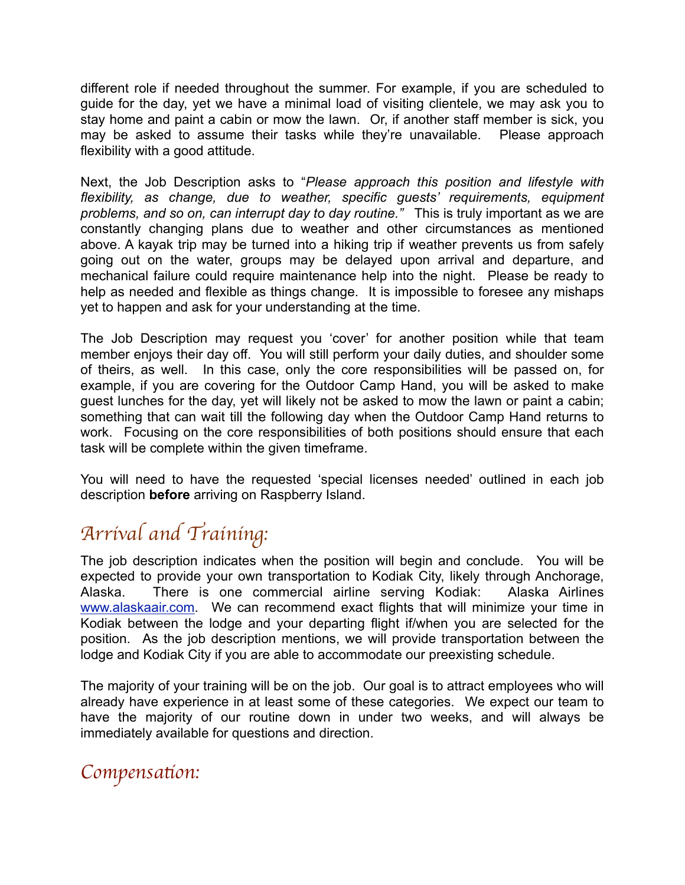different role if needed throughout the summer. For example, if you are scheduled to guide for the day, yet we have a minimal load of visiting clientele, we may ask you to stay home and paint a cabin or mow the lawn. Or, if another staff member is sick, you may be asked to assume their tasks while they're unavailable. Please approach flexibility with a good attitude.

Next, the Job Description asks to "*Please approach this position and lifestyle with flexibility, as change, due to weather, specific guests' requirements, equipment problems, and so on, can interrupt day to day routine.*" This is truly important as we are constantly changing plans due to weather and other circumstances as mentioned above. A kayak trip may be turned into a hiking trip if weather prevents us from safely going out on the water, groups may be delayed upon arrival and departure, and mechanical failure could require maintenance help into the night. Please be ready to help as needed and flexible as things change. It is impossible to foresee any mishaps yet to happen and ask for your understanding at the time.

The Job Description may request you 'cover' for another position while that team member enjoys their day off. You will still perform your daily duties, and shoulder some of theirs, as well. In this case, only the core responsibilities will be passed on, for example, if you are covering for the Outdoor Camp Hand, you will be asked to make guest lunches for the day, yet will likely not be asked to mow the lawn or paint a cabin; something that can wait till the following day when the Outdoor Camp Hand returns to work. Focusing on the core responsibilities of both positions should ensure that each task will be complete within the given timeframe.

You will need to have the requested 'special licenses needed' outlined in each job description **before** arriving on Raspberry Island.

## Arrival and Training:

The job description indicates when the position will begin and conclude. You will be expected to provide your own transportation to Kodiak City, likely through Anchorage, Alaska. There is one commercial airline serving Kodiak: Alaska Airlines www.alaskaair.com. We can recommend exact flights that will minimize your time in Kodiak between the lodge and your departing flight if/when you are selected for the position. As the job description mentions, we will provide transportation between the lodge and Kodiak City if you are able to accommodate our preexisting schedule.

The majority of your training will be on the job. Our goal is to attract employees who will already have experience in at least some of these categories. We expect our team to have the majority of our routine down in under two weeks, and will always be immediately available for questions and direction.

## Compensation: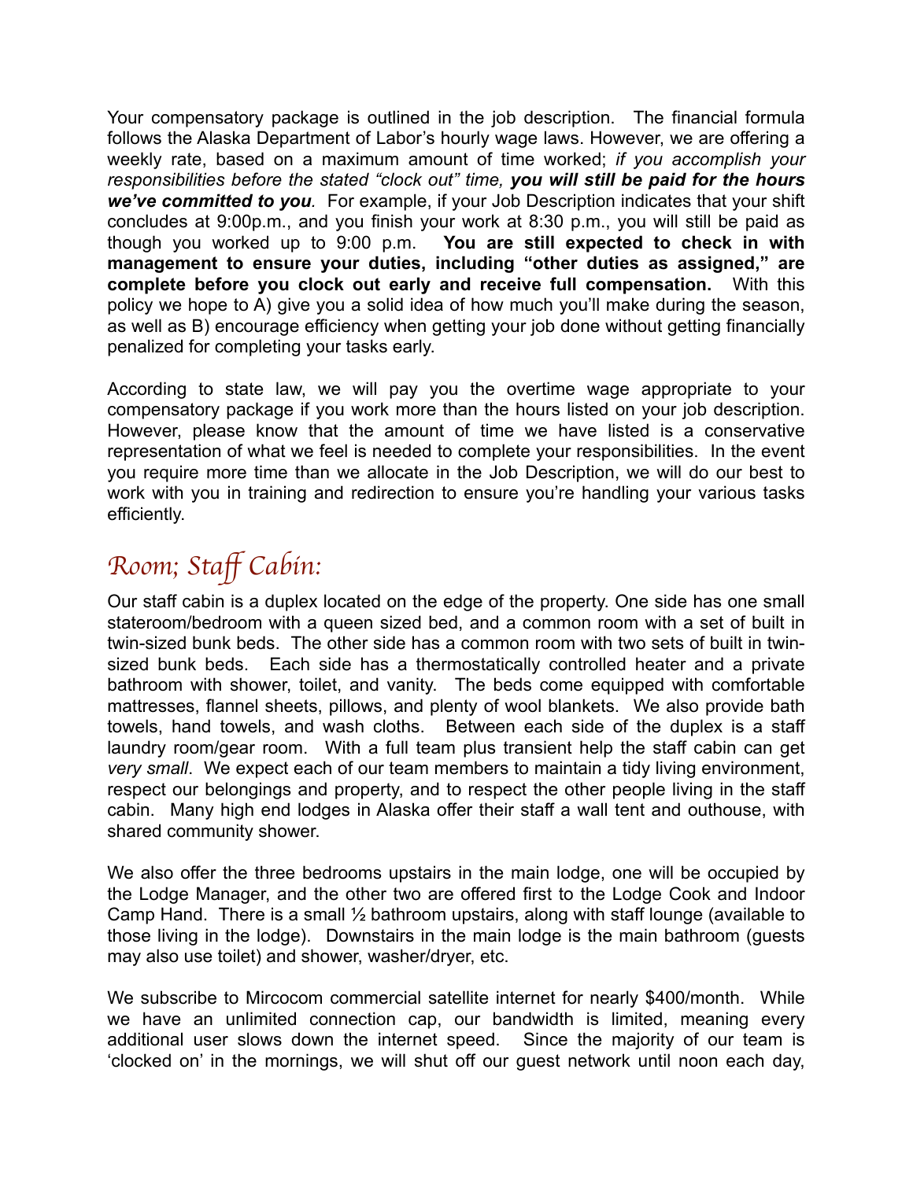Your compensatory package is outlined in the job description. The financial formula follows the Alaska Department of Labor's hourly wage laws. However, we are offering a weekly rate, based on a maximum amount of time worked; *if you accomplish your responsibilities before the stated "clock out" time,* ***you will still be paid for the hours we've committed to you****.* For example, if your Job Description indicates that your shift concludes at 9:00p.m., and you finish your work at 8:30 p.m., you will still be paid as though you worked up to 9:00 p.m. **You are still expected to check in with management to ensure your duties, including "other duties as assigned," are complete before you clock out early and receive full compensation.** With this policy we hope to A) give you a solid idea of how much you'll make during the season, as well as B) encourage efficiency when getting your job done without getting financially penalized for completing your tasks early.

According to state law, we will pay you the overtime wage appropriate to your compensatory package if you work more than the hours listed on your job description. However, please know that the amount of time we have listed is a conservative representation of what we feel is needed to complete your responsibilities. In the event you require more time than we allocate in the Job Description, we will do our best to work with you in training and redirection to ensure you're handling your various tasks efficiently.

## Room; Staff Cabin:

Our staff cabin is a duplex located on the edge of the property. One side has one small stateroom/bedroom with a queen sized bed, and a common room with a set of built in twin-sized bunk beds. The other side has a common room with two sets of built in twin-sized bunk beds. Each side has a thermostatically controlled heater and a private bathroom with shower, toilet, and vanity. The beds come equipped with comfortable mattresses, flannel sheets, pillows, and plenty of wool blankets. We also provide bath towels, hand towels, and wash cloths. Between each side of the duplex is a staff laundry room/gear room. With a full team plus transient help the staff cabin can get *very small*. We expect each of our team members to maintain a tidy living environment, respect our belongings and property, and to respect the other people living in the staff cabin. Many high end lodges in Alaska offer their staff a wall tent and outhouse, with shared community shower.

We also offer the three bedrooms upstairs in the main lodge, one will be occupied by the Lodge Manager, and the other two are offered first to the Lodge Cook and Indoor Camp Hand. There is a small ½ bathroom upstairs, along with staff lounge (available to those living in the lodge). Downstairs in the main lodge is the main bathroom (guests may also use toilet) and shower, washer/dryer, etc.

We subscribe to Mircocom commercial satellite internet for nearly $400/month. While we have an unlimited connection cap, our bandwidth is limited, meaning every additional user slows down the internet speed. Since the majority of our team is 'clocked on' in the mornings, we will shut off our guest network until noon each day,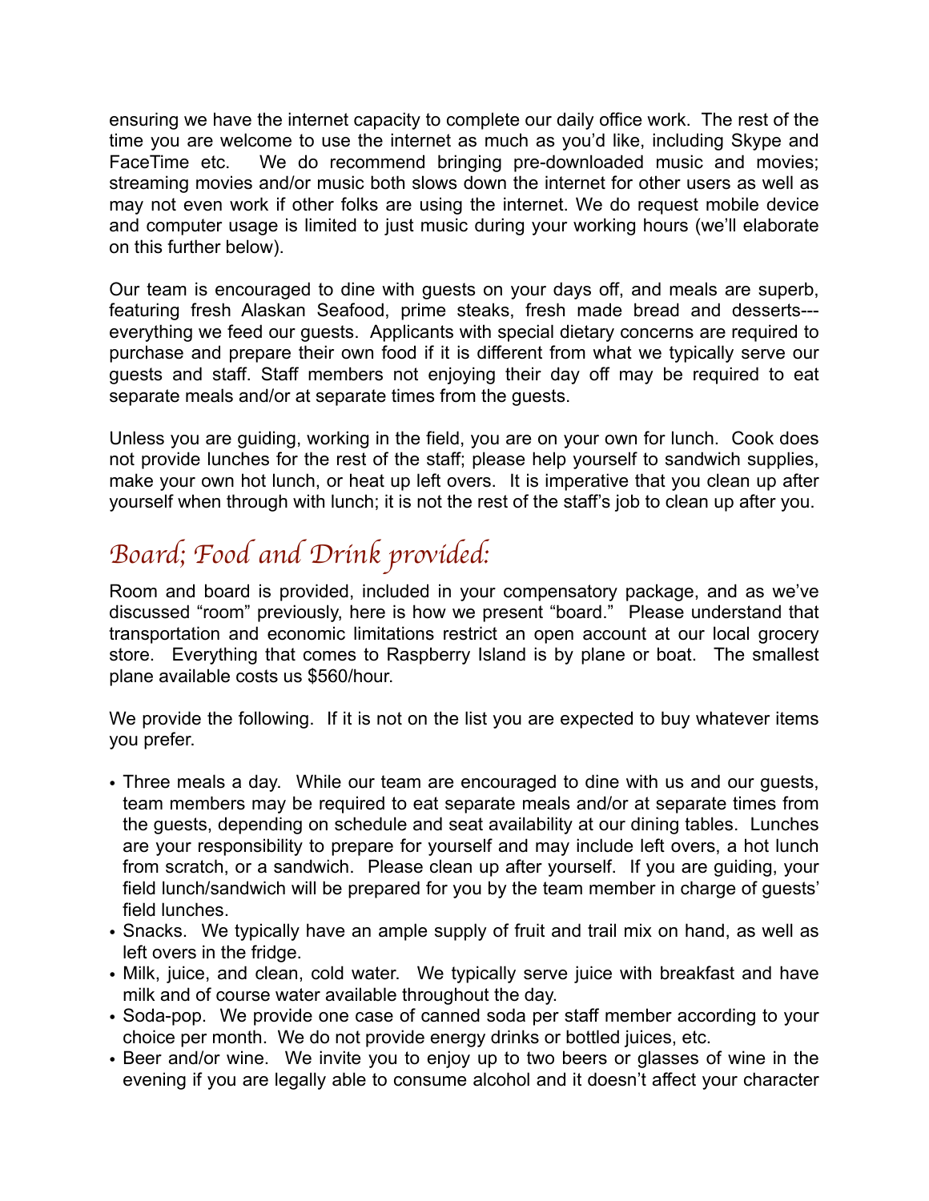ensuring we have the internet capacity to complete our daily office work. The rest of the time you are welcome to use the internet as much as you'd like, including Skype and FaceTime etc. We do recommend bringing pre-downloaded music and movies; streaming movies and/or music both slows down the internet for other users as well as may not even work if other folks are using the internet. We do request mobile device and computer usage is limited to just music during your working hours (we'll elaborate on this further below).

Our team is encouraged to dine with guests on your days off, and meals are superb, featuring fresh Alaskan Seafood, prime steaks, fresh made bread and desserts---everything we feed our guests. Applicants with special dietary concerns are required to purchase and prepare their own food if it is different from what we typically serve our guests and staff. Staff members not enjoying their day off may be required to eat separate meals and/or at separate times from the guests.

Unless you are guiding, working in the field, you are on your own for lunch. Cook does not provide lunches for the rest of the staff; please help yourself to sandwich supplies, make your own hot lunch, or heat up left overs. It is imperative that you clean up after yourself when through with lunch; it is not the rest of the staff's job to clean up after you.

## Board; Food and Drink provided:

Room and board is provided, included in your compensatory package, and as we've discussed "room" previously, here is how we present "board." Please understand that transportation and economic limitations restrict an open account at our local grocery store. Everything that comes to Raspberry Island is by plane or boat. The smallest plane available costs us $560/hour.

We provide the following. If it is not on the list you are expected to buy whatever items you prefer.

- Three meals a day. While our team are encouraged to dine with us and our guests, team members may be required to eat separate meals and/or at separate times from the guests, depending on schedule and seat availability at our dining tables. Lunches are your responsibility to prepare for yourself and may include left overs, a hot lunch from scratch, or a sandwich. Please clean up after yourself. If you are guiding, your field lunch/sandwich will be prepared for you by the team member in charge of guests' field lunches.
- Snacks. We typically have an ample supply of fruit and trail mix on hand, as well as left overs in the fridge.
- Milk, juice, and clean, cold water. We typically serve juice with breakfast and have milk and of course water available throughout the day.
- Soda-pop. We provide one case of canned soda per staff member according to your choice per month. We do not provide energy drinks or bottled juices, etc.
- Beer and/or wine. We invite you to enjoy up to two beers or glasses of wine in the evening if you are legally able to consume alcohol and it doesn't affect your character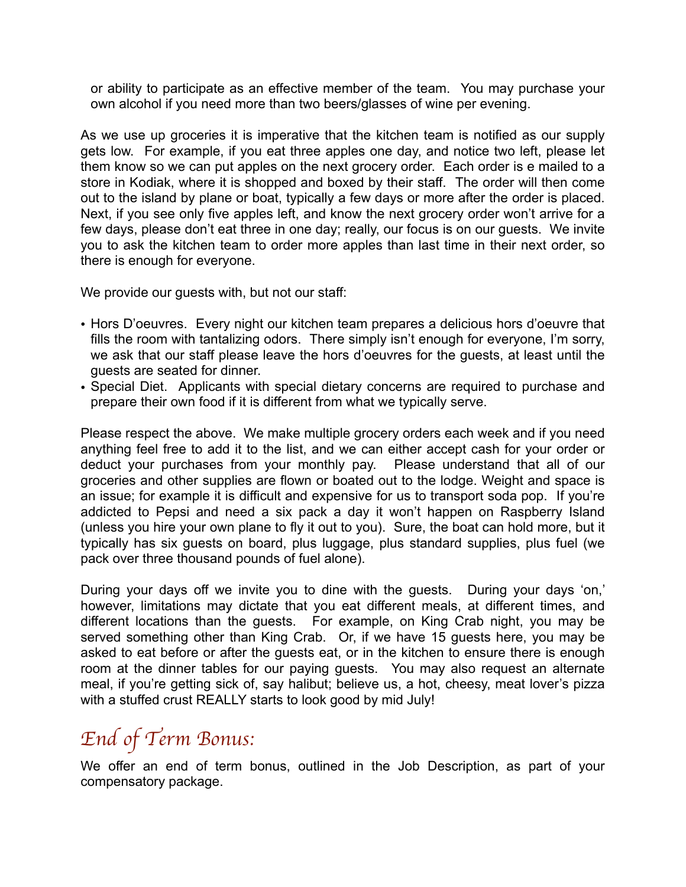or ability to participate as an effective member of the team. You may purchase your own alcohol if you need more than two beers/glasses of wine per evening.

As we use up groceries it is imperative that the kitchen team is notified as our supply gets low. For example, if you eat three apples one day, and notice two left, please let them know so we can put apples on the next grocery order. Each order is e mailed to a store in Kodiak, where it is shopped and boxed by their staff. The order will then come out to the island by plane or boat, typically a few days or more after the order is placed. Next, if you see only five apples left, and know the next grocery order won't arrive for a few days, please don't eat three in one day; really, our focus is on our guests. We invite you to ask the kitchen team to order more apples than last time in their next order, so there is enough for everyone.

We provide our guests with, but not our staff:

- Hors D'oeuvres. Every night our kitchen team prepares a delicious hors d'oeuvre that fills the room with tantalizing odors. There simply isn't enough for everyone, I'm sorry, we ask that our staff please leave the hors d'oeuvres for the guests, at least until the guests are seated for dinner.
- Special Diet. Applicants with special dietary concerns are required to purchase and prepare their own food if it is different from what we typically serve.

Please respect the above. We make multiple grocery orders each week and if you need anything feel free to add it to the list, and we can either accept cash for your order or deduct your purchases from your monthly pay. Please understand that all of our groceries and other supplies are flown or boated out to the lodge. Weight and space is an issue; for example it is difficult and expensive for us to transport soda pop. If you're addicted to Pepsi and need a six pack a day it won't happen on Raspberry Island (unless you hire your own plane to fly it out to you). Sure, the boat can hold more, but it typically has six guests on board, plus luggage, plus standard supplies, plus fuel (we pack over three thousand pounds of fuel alone).

During your days off we invite you to dine with the guests. During your days 'on,' however, limitations may dictate that you eat different meals, at different times, and different locations than the guests. For example, on King Crab night, you may be served something other than King Crab. Or, if we have 15 guests here, you may be asked to eat before or after the guests eat, or in the kitchen to ensure there is enough room at the dinner tables for our paying guests. You may also request an alternate meal, if you're getting sick of, say halibut; believe us, a hot, cheesy, meat lover's pizza with a stuffed crust REALLY starts to look good by mid July!

## End of Term Bonus:

We offer an end of term bonus, outlined in the Job Description, as part of your compensatory package.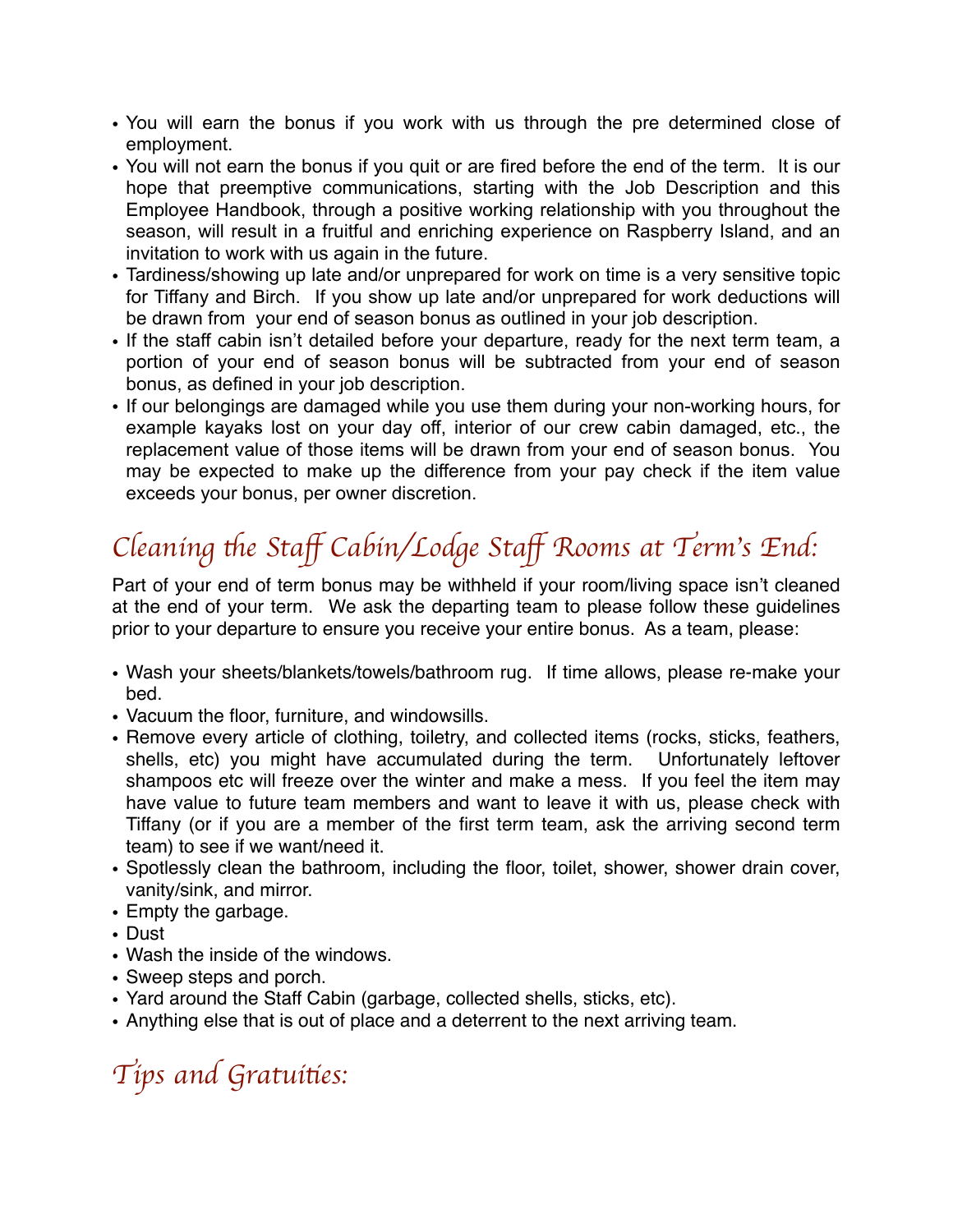- You will earn the bonus if you work with us through the pre determined close of employment.
- You will not earn the bonus if you quit or are fired before the end of the term. It is our hope that preemptive communications, starting with the Job Description and this Employee Handbook, through a positive working relationship with you throughout the season, will result in a fruitful and enriching experience on Raspberry Island, and an invitation to work with us again in the future.
- Tardiness/showing up late and/or unprepared for work on time is a very sensitive topic for Tiffany and Birch. If you show up late and/or unprepared for work deductions will be drawn from your end of season bonus as outlined in your job description.
- If the staff cabin isn't detailed before your departure, ready for the next term team, a portion of your end of season bonus will be subtracted from your end of season bonus, as defined in your job description.
- If our belongings are damaged while you use them during your non-working hours, for example kayaks lost on your day off, interior of our crew cabin damaged, etc., the replacement value of those items will be drawn from your end of season bonus. You may be expected to make up the difference from your pay check if the item value exceeds your bonus, per owner discretion.

## Cleaning the Staff Cabin/Lodge Staff Rooms at Term's End:

Part of your end of term bonus may be withheld if your room/living space isn't cleaned at the end of your term. We ask the departing team to please follow these guidelines prior to your departure to ensure you receive your entire bonus. As a team, please:

- Wash your sheets/blankets/towels/bathroom rug. If time allows, please re-make your bed.
- Vacuum the floor, furniture, and windowsills.
- Remove every article of clothing, toiletry, and collected items (rocks, sticks, feathers, shells, etc) you might have accumulated during the term. Unfortunately leftover shampoos etc will freeze over the winter and make a mess. If you feel the item may have value to future team members and want to leave it with us, please check with Tiffany (or if you are a member of the first term team, ask the arriving second term team) to see if we want/need it.
- Spotlessly clean the bathroom, including the floor, toilet, shower, shower drain cover, vanity/sink, and mirror.
- Empty the garbage.
- Dust
- Wash the inside of the windows.
- Sweep steps and porch.
- Yard around the Staff Cabin (garbage, collected shells, sticks, etc).
- Anything else that is out of place and a deterrent to the next arriving team.

## Tips and Gratuities: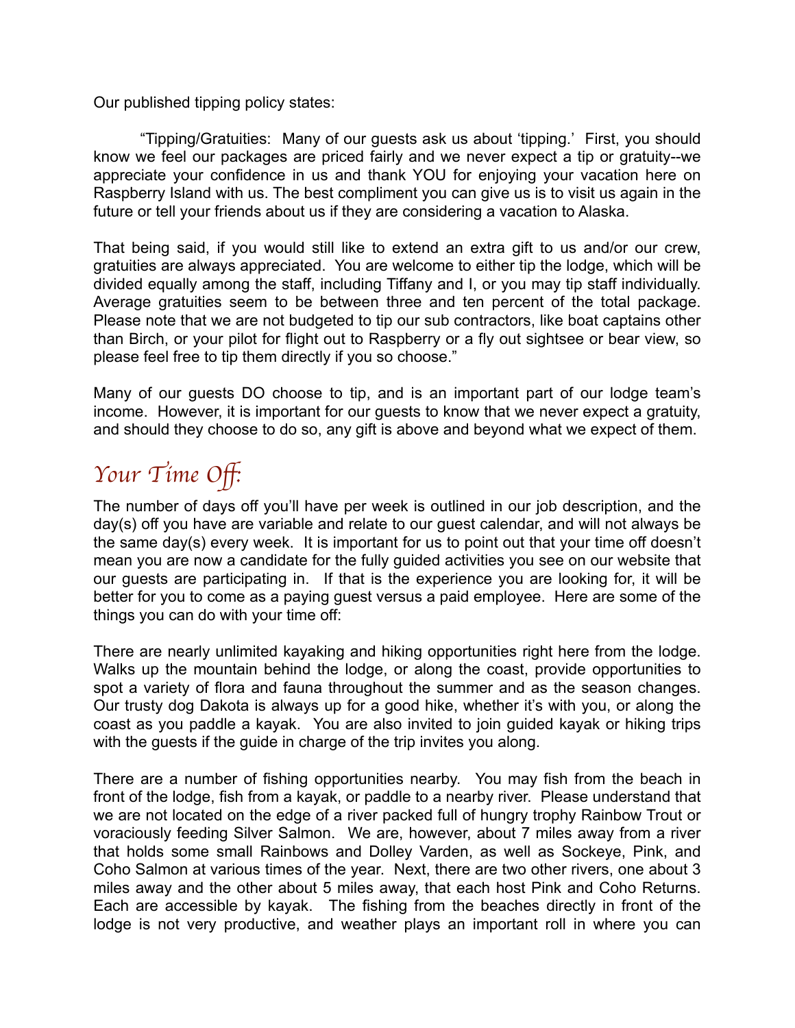Our published tipping policy states:

"Tipping/Gratuities: Many of our guests ask us about 'tipping.' First, you should know we feel our packages are priced fairly and we never expect a tip or gratuity--we appreciate your confidence in us and thank YOU for enjoying your vacation here on Raspberry Island with us. The best compliment you can give us is to visit us again in the future or tell your friends about us if they are considering a vacation to Alaska.

That being said, if you would still like to extend an extra gift to us and/or our crew, gratuities are always appreciated. You are welcome to either tip the lodge, which will be divided equally among the staff, including Tiffany and I, or you may tip staff individually. Average gratuities seem to be between three and ten percent of the total package. Please note that we are not budgeted to tip our sub contractors, like boat captains other than Birch, or your pilot for flight out to Raspberry or a fly out sightsee or bear view, so please feel free to tip them directly if you so choose."

Many of our guests DO choose to tip, and is an important part of our lodge team's income. However, it is important for our guests to know that we never expect a gratuity, and should they choose to do so, any gift is above and beyond what we expect of them.

## *Your Time Off:*

The number of days off you'll have per week is outlined in our job description, and the day(s) off you have are variable and relate to our guest calendar, and will not always be the same day(s) every week. It is important for us to point out that your time off doesn't mean you are now a candidate for the fully guided activities you see on our website that our guests are participating in. If that is the experience you are looking for, it will be better for you to come as a paying guest versus a paid employee. Here are some of the things you can do with your time off:

There are nearly unlimited kayaking and hiking opportunities right here from the lodge. Walks up the mountain behind the lodge, or along the coast, provide opportunities to spot a variety of flora and fauna throughout the summer and as the season changes. Our trusty dog Dakota is always up for a good hike, whether it's with you, or along the coast as you paddle a kayak. You are also invited to join guided kayak or hiking trips with the guests if the guide in charge of the trip invites you along.

There are a number of fishing opportunities nearby. You may fish from the beach in front of the lodge, fish from a kayak, or paddle to a nearby river. Please understand that we are not located on the edge of a river packed full of hungry trophy Rainbow Trout or voraciously feeding Silver Salmon. We are, however, about 7 miles away from a river that holds some small Rainbows and Dolley Varden, as well as Sockeye, Pink, and Coho Salmon at various times of the year. Next, there are two other rivers, one about 3 miles away and the other about 5 miles away, that each host Pink and Coho Returns. Each are accessible by kayak. The fishing from the beaches directly in front of the lodge is not very productive, and weather plays an important roll in where you can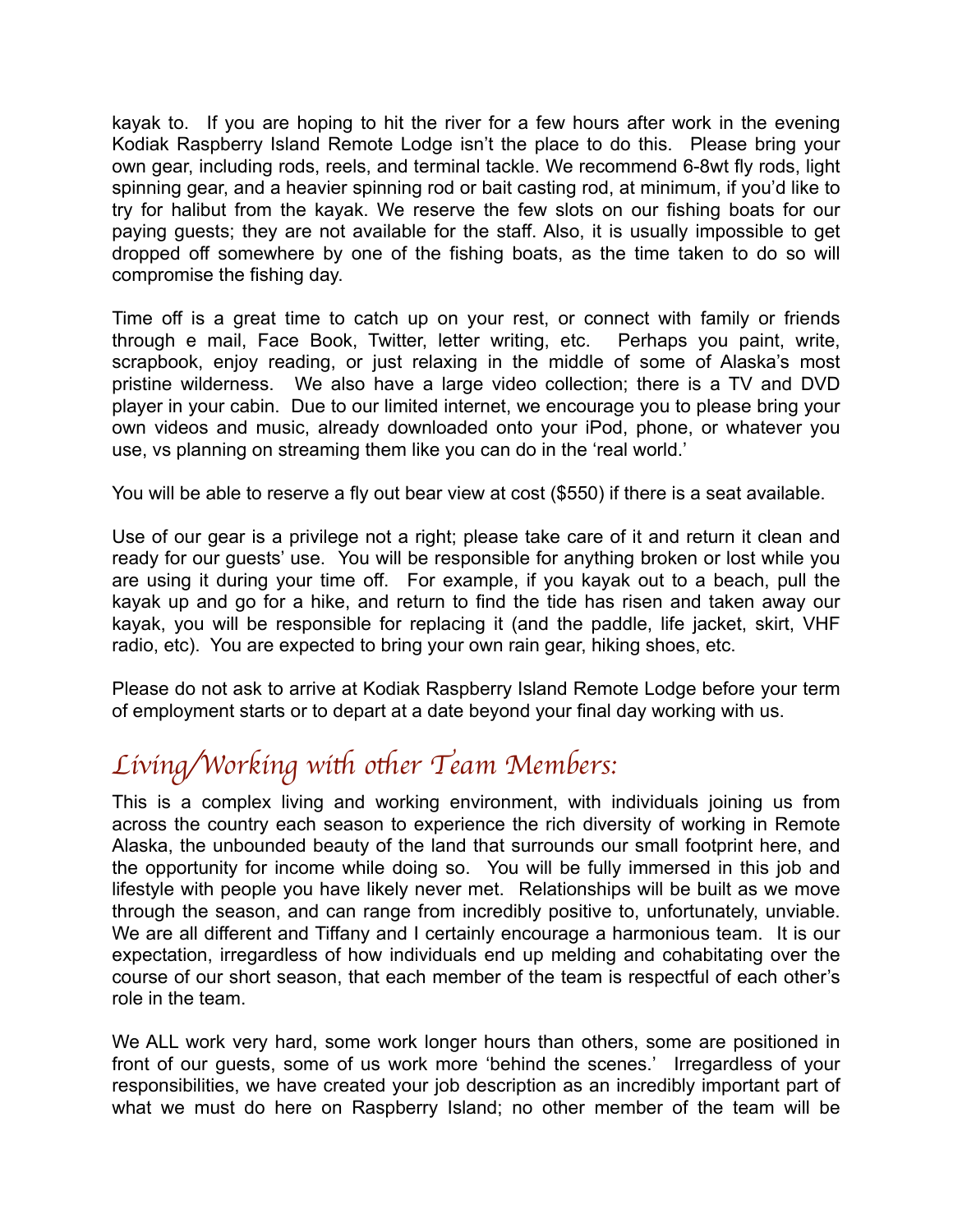kayak to. If you are hoping to hit the river for a few hours after work in the evening Kodiak Raspberry Island Remote Lodge isn't the place to do this. Please bring your own gear, including rods, reels, and terminal tackle. We recommend 6-8wt fly rods, light spinning gear, and a heavier spinning rod or bait casting rod, at minimum, if you'd like to try for halibut from the kayak. We reserve the few slots on our fishing boats for our paying guests; they are not available for the staff. Also, it is usually impossible to get dropped off somewhere by one of the fishing boats, as the time taken to do so will compromise the fishing day.

Time off is a great time to catch up on your rest, or connect with family or friends through e mail, Face Book, Twitter, letter writing, etc. Perhaps you paint, write, scrapbook, enjoy reading, or just relaxing in the middle of some of Alaska's most pristine wilderness. We also have a large video collection; there is a TV and DVD player in your cabin. Due to our limited internet, we encourage you to please bring your own videos and music, already downloaded onto your iPod, phone, or whatever you use, vs planning on streaming them like you can do in the 'real world.'

You will be able to reserve a fly out bear view at cost ($550) if there is a seat available.

Use of our gear is a privilege not a right; please take care of it and return it clean and ready for our guests' use. You will be responsible for anything broken or lost while you are using it during your time off. For example, if you kayak out to a beach, pull the kayak up and go for a hike, and return to find the tide has risen and taken away our kayak, you will be responsible for replacing it (and the paddle, life jacket, skirt, VHF radio, etc). You are expected to bring your own rain gear, hiking shoes, etc.

Please do not ask to arrive at Kodiak Raspberry Island Remote Lodge before your term of employment starts or to depart at a date beyond your final day working with us.

## Living/Working with other Team Members:

This is a complex living and working environment, with individuals joining us from across the country each season to experience the rich diversity of working in Remote Alaska, the unbounded beauty of the land that surrounds our small footprint here, and the opportunity for income while doing so. You will be fully immersed in this job and lifestyle with people you have likely never met. Relationships will be built as we move through the season, and can range from incredibly positive to, unfortunately, unviable. We are all different and Tiffany and I certainly encourage a harmonious team. It is our expectation, irregardless of how individuals end up melding and cohabitating over the course of our short season, that each member of the team is respectful of each other's role in the team.

We ALL work very hard, some work longer hours than others, some are positioned in front of our guests, some of us work more 'behind the scenes.' Irregardless of your responsibilities, we have created your job description as an incredibly important part of what we must do here on Raspberry Island; no other member of the team will be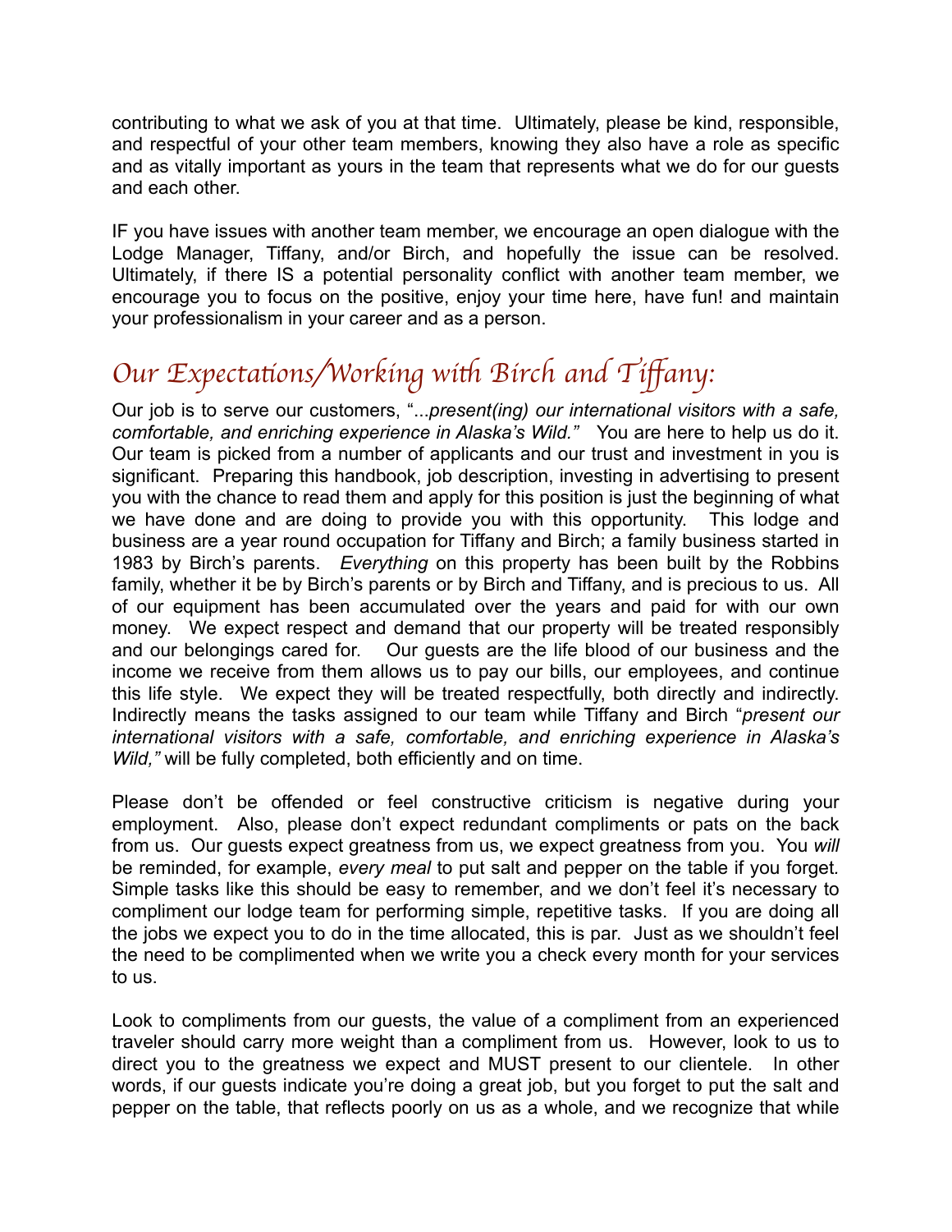contributing to what we ask of you at that time. Ultimately, please be kind, responsible, and respectful of your other team members, knowing they also have a role as specific and as vitally important as yours in the team that represents what we do for our guests and each other.

IF you have issues with another team member, we encourage an open dialogue with the Lodge Manager, Tiffany, and/or Birch, and hopefully the issue can be resolved. Ultimately, if there IS a potential personality conflict with another team member, we encourage you to focus on the positive, enjoy your time here, have fun! and maintain your professionalism in your career and as a person.

## Our Expectations/Working with Birch and Tiffany:

Our job is to serve our customers, "...*present(ing) our international visitors with a safe, comfortable, and enriching experience in Alaska's Wild."* You are here to help us do it. Our team is picked from a number of applicants and our trust and investment in you is significant. Preparing this handbook, job description, investing in advertising to present you with the chance to read them and apply for this position is just the beginning of what we have done and are doing to provide you with this opportunity. This lodge and business are a year round occupation for Tiffany and Birch; a family business started in 1983 by Birch's parents. *Everything* on this property has been built by the Robbins family, whether it be by Birch's parents or by Birch and Tiffany, and is precious to us. All of our equipment has been accumulated over the years and paid for with our own money. We expect respect and demand that our property will be treated responsibly and our belongings cared for. Our guests are the life blood of our business and the income we receive from them allows us to pay our bills, our employees, and continue this life style. We expect they will be treated respectfully, both directly and indirectly. Indirectly means the tasks assigned to our team while Tiffany and Birch "*present our international visitors with a safe, comfortable, and enriching experience in Alaska's Wild,"* will be fully completed, both efficiently and on time.

Please don't be offended or feel constructive criticism is negative during your employment. Also, please don't expect redundant compliments or pats on the back from us. Our guests expect greatness from us, we expect greatness from you. You *will* be reminded, for example, *every meal* to put salt and pepper on the table if you forget. Simple tasks like this should be easy to remember, and we don't feel it's necessary to compliment our lodge team for performing simple, repetitive tasks. If you are doing all the jobs we expect you to do in the time allocated, this is par. Just as we shouldn't feel the need to be complimented when we write you a check every month for your services to us.

Look to compliments from our guests, the value of a compliment from an experienced traveler should carry more weight than a compliment from us. However, look to us to direct you to the greatness we expect and MUST present to our clientele. In other words, if our guests indicate you're doing a great job, but you forget to put the salt and pepper on the table, that reflects poorly on us as a whole, and we recognize that while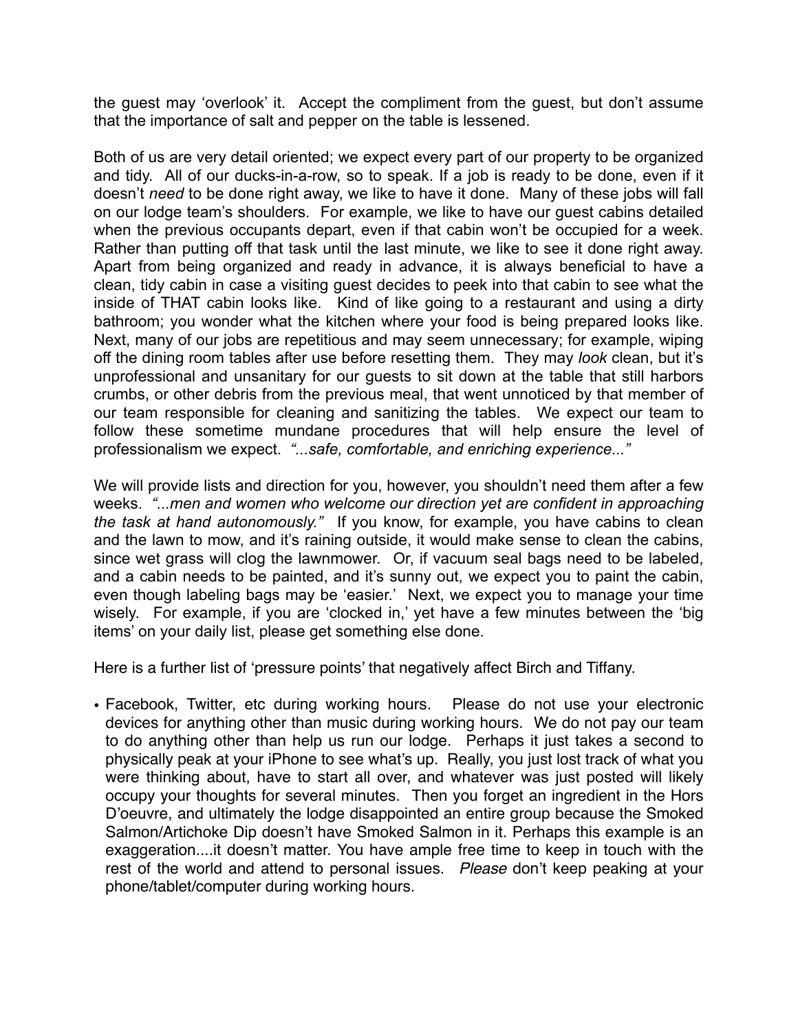the guest may 'overlook' it. Accept the compliment from the guest, but don't assume that the importance of salt and pepper on the table is lessened.

Both of us are very detail oriented; we expect every part of our property to be organized and tidy. All of our ducks-in-a-row, so to speak. If a job is ready to be done, even if it doesn't *need* to be done right away, we like to have it done. Many of these jobs will fall on our lodge team's shoulders. For example, we like to have our guest cabins detailed when the previous occupants depart, even if that cabin won't be occupied for a week. Rather than putting off that task until the last minute, we like to see it done right away. Apart from being organized and ready in advance, it is always beneficial to have a clean, tidy cabin in case a visiting guest decides to peek into that cabin to see what the inside of THAT cabin looks like. Kind of like going to a restaurant and using a dirty bathroom; you wonder what the kitchen where your food is being prepared looks like. Next, many of our jobs are repetitious and may seem unnecessary; for example, wiping off the dining room tables after use before resetting them. They may *look* clean, but it's unprofessional and unsanitary for our guests to sit down at the table that still harbors crumbs, or other debris from the previous meal, that went unnoticed by that member of our team responsible for cleaning and sanitizing the tables. We expect our team to follow these sometime mundane procedures that will help ensure the level of professionalism we expect. *"...safe, comfortable, and enriching experience..."*

We will provide lists and direction for you, however, you shouldn't need them after a few weeks. *"...men and women who welcome our direction yet are confident in approaching the task at hand autonomously."* If you know, for example, you have cabins to clean and the lawn to mow, and it's raining outside, it would make sense to clean the cabins, since wet grass will clog the lawnmower. Or, if vacuum seal bags need to be labeled, and a cabin needs to be painted, and it's sunny out, we expect you to paint the cabin, even though labeling bags may be 'easier.' Next, we expect you to manage your time wisely. For example, if you are 'clocked in,' yet have a few minutes between the 'big items' on your daily list, please get something else done.

Here is a further list of 'pressure points' that negatively affect Birch and Tiffany.

- Facebook, Twitter, etc during working hours. Please do not use your electronic devices for anything other than music during working hours. We do not pay our team to do anything other than help us run our lodge. Perhaps it just takes a second to physically peak at your iPhone to see what's up. Really, you just lost track of what you were thinking about, have to start all over, and whatever was just posted will likely occupy your thoughts for several minutes. Then you forget an ingredient in the Hors D'oeuvre, and ultimately the lodge disappointed an entire group because the Smoked Salmon/Artichoke Dip doesn't have Smoked Salmon in it. Perhaps this example is an exaggeration....it doesn't matter. You have ample free time to keep in touch with the rest of the world and attend to personal issues. *Please* don't keep peaking at your phone/tablet/computer during working hours.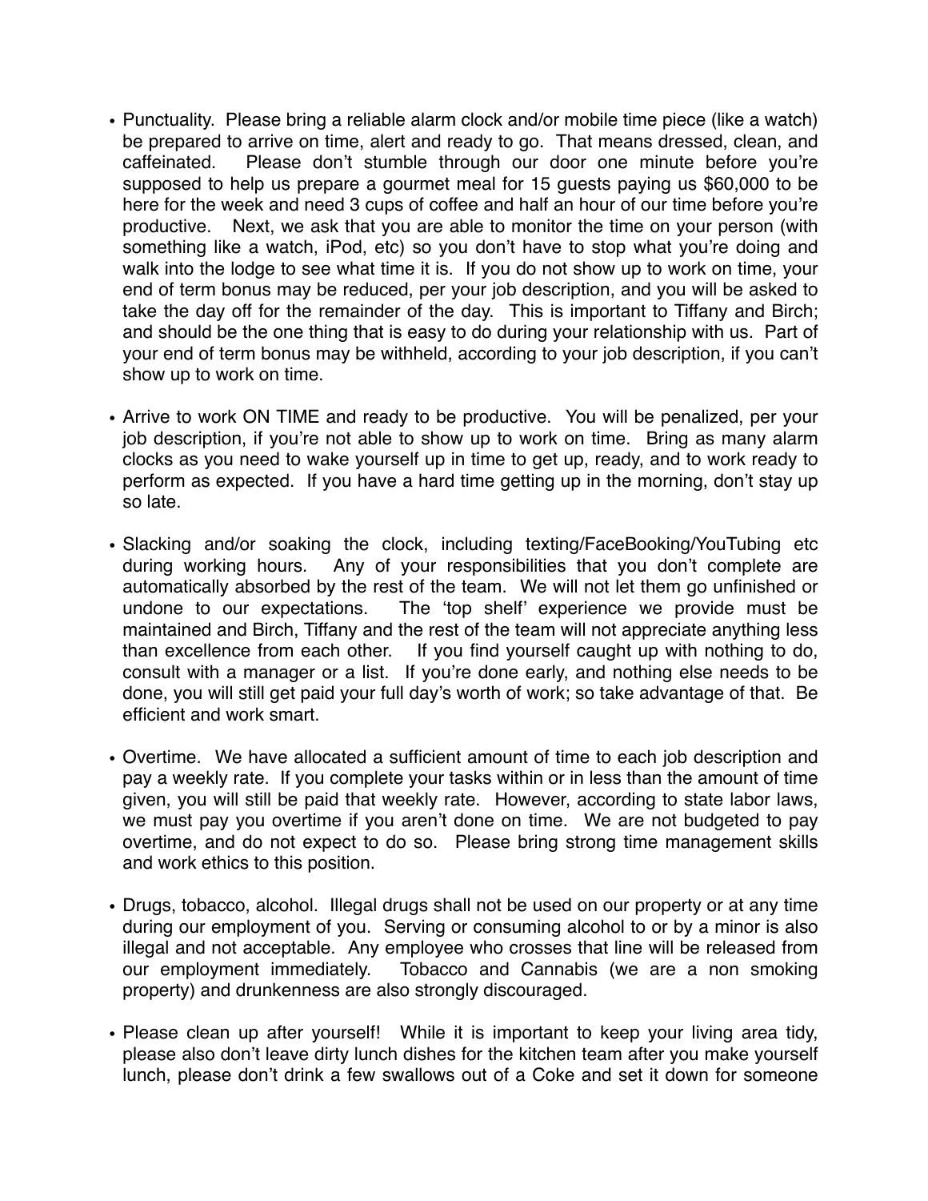- Punctuality. Please bring a reliable alarm clock and/or mobile time piece (like a watch) be prepared to arrive on time, alert and ready to go. That means dressed, clean, and caffeinated. Please don't stumble through our door one minute before you're supposed to help us prepare a gourmet meal for 15 guests paying us $60,000 to be here for the week and need 3 cups of coffee and half an hour of our time before you're productive. Next, we ask that you are able to monitor the time on your person (with something like a watch, iPod, etc) so you don't have to stop what you're doing and walk into the lodge to see what time it is. If you do not show up to work on time, your end of term bonus may be reduced, per your job description, and you will be asked to take the day off for the remainder of the day. This is important to Tiffany and Birch; and should be the one thing that is easy to do during your relationship with us. Part of your end of term bonus may be withheld, according to your job description, if you can't show up to work on time.

- Arrive to work ON TIME and ready to be productive. You will be penalized, per your job description, if you're not able to show up to work on time. Bring as many alarm clocks as you need to wake yourself up in time to get up, ready, and to work ready to perform as expected. If you have a hard time getting up in the morning, don't stay up so late.

- Slacking and/or soaking the clock, including texting/FaceBooking/YouTubing etc during working hours. Any of your responsibilities that you don't complete are automatically absorbed by the rest of the team. We will not let them go unfinished or undone to our expectations. The 'top shelf' experience we provide must be maintained and Birch, Tiffany and the rest of the team will not appreciate anything less than excellence from each other. If you find yourself caught up with nothing to do, consult with a manager or a list. If you're done early, and nothing else needs to be done, you will still get paid your full day's worth of work; so take advantage of that. Be efficient and work smart.

- Overtime. We have allocated a sufficient amount of time to each job description and pay a weekly rate. If you complete your tasks within or in less than the amount of time given, you will still be paid that weekly rate. However, according to state labor laws, we must pay you overtime if you aren't done on time. We are not budgeted to pay overtime, and do not expect to do so. Please bring strong time management skills and work ethics to this position.

- Drugs, tobacco, alcohol. Illegal drugs shall not be used on our property or at any time during our employment of you. Serving or consuming alcohol to or by a minor is also illegal and not acceptable. Any employee who crosses that line will be released from our employment immediately. Tobacco and Cannabis (we are a non smoking property) and drunkenness are also strongly discouraged.

- Please clean up after yourself! While it is important to keep your living area tidy, please also don't leave dirty lunch dishes for the kitchen team after you make yourself lunch, please don't drink a few swallows out of a Coke and set it down for someone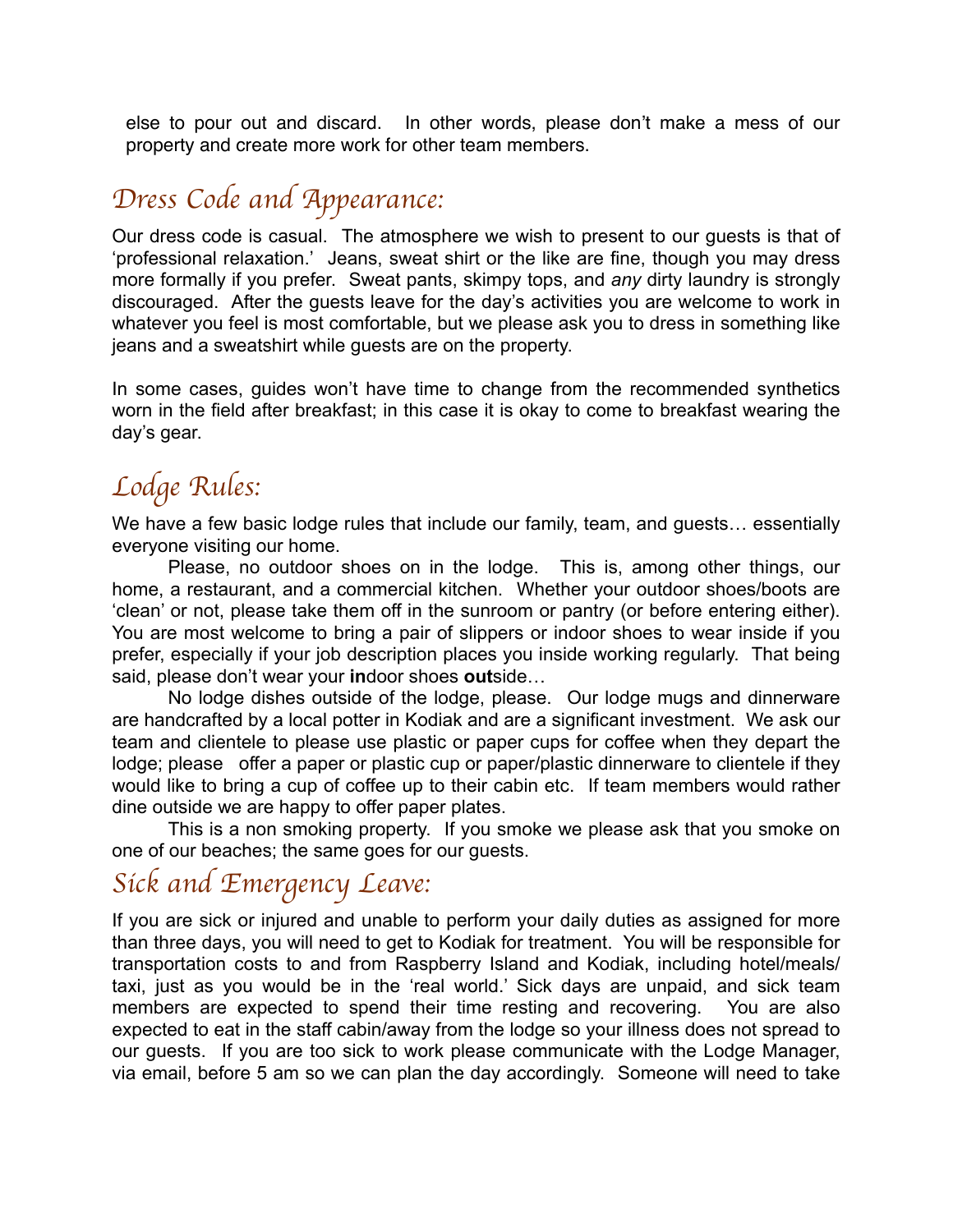else to pour out and discard. In other words, please don't make a mess of our property and create more work for other team members.

## Dress Code and Appearance:

Our dress code is casual. The atmosphere we wish to present to our guests is that of 'professional relaxation.' Jeans, sweat shirt or the like are fine, though you may dress more formally if you prefer. Sweat pants, skimpy tops, and *any* dirty laundry is strongly discouraged. After the guests leave for the day's activities you are welcome to work in whatever you feel is most comfortable, but we please ask you to dress in something like jeans and a sweatshirt while guests are on the property.

In some cases, guides won't have time to change from the recommended synthetics worn in the field after breakfast; in this case it is okay to come to breakfast wearing the day's gear.

## Lodge Rules:

We have a few basic lodge rules that include our family, team, and guests… essentially everyone visiting our home.

Please, no outdoor shoes on in the lodge. This is, among other things, our home, a restaurant, and a commercial kitchen. Whether your outdoor shoes/boots are 'clean' or not, please take them off in the sunroom or pantry (or before entering either). You are most welcome to bring a pair of slippers or indoor shoes to wear inside if you prefer, especially if your job description places you inside working regularly. That being said, please don't wear your **in**door shoes **out**side…

No lodge dishes outside of the lodge, please. Our lodge mugs and dinnerware are handcrafted by a local potter in Kodiak and are a significant investment. We ask our team and clientele to please use plastic or paper cups for coffee when they depart the lodge; please offer a paper or plastic cup or paper/plastic dinnerware to clientele if they would like to bring a cup of coffee up to their cabin etc. If team members would rather dine outside we are happy to offer paper plates.

This is a non smoking property. If you smoke we please ask that you smoke on one of our beaches; the same goes for our guests.

## Sick and Emergency Leave:

If you are sick or injured and unable to perform your daily duties as assigned for more than three days, you will need to get to Kodiak for treatment. You will be responsible for transportation costs to and from Raspberry Island and Kodiak, including hotel/meals/taxi, just as you would be in the 'real world.' Sick days are unpaid, and sick team members are expected to spend their time resting and recovering. You are also expected to eat in the staff cabin/away from the lodge so your illness does not spread to our guests. If you are too sick to work please communicate with the Lodge Manager, via email, before 5 am so we can plan the day accordingly. Someone will need to take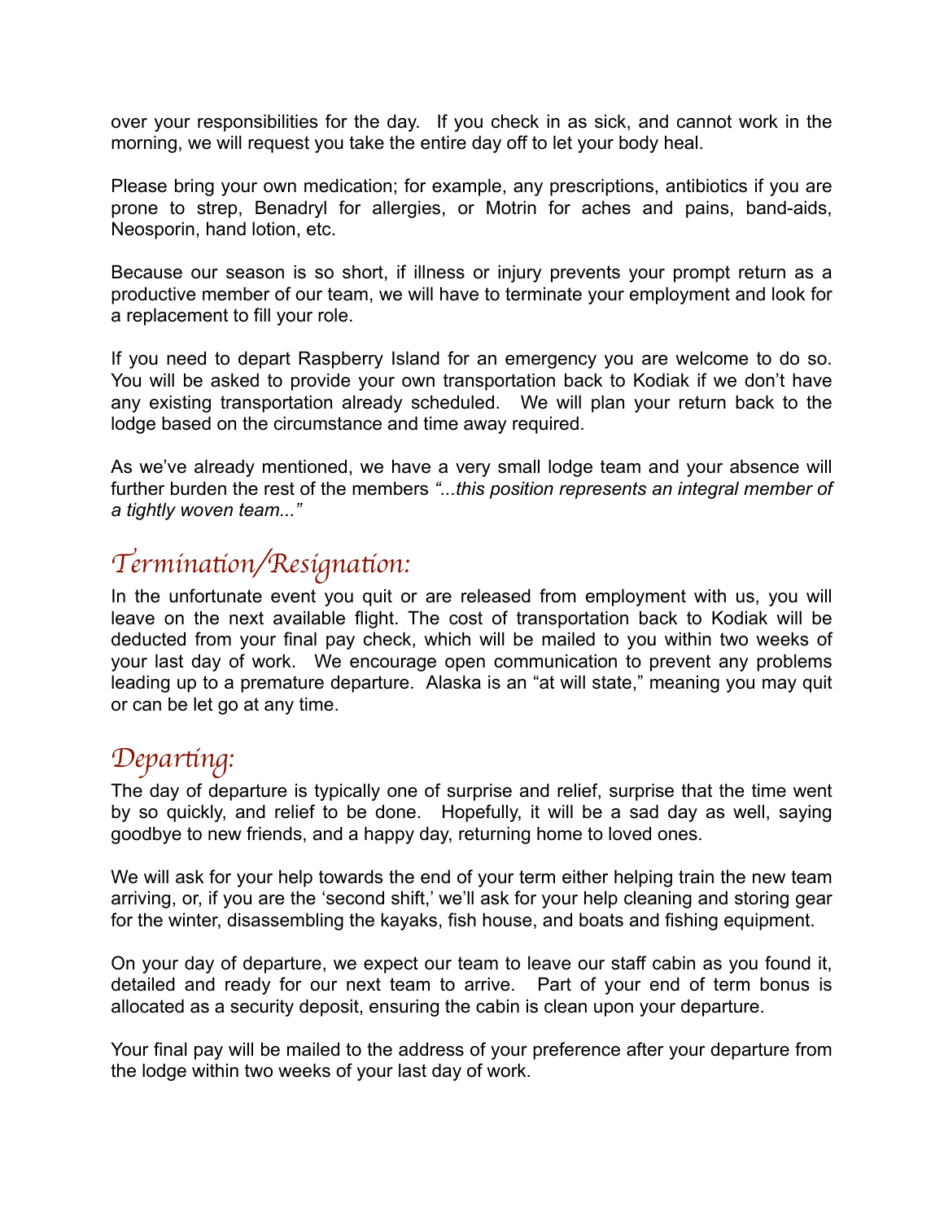over your responsibilities for the day. If you check in as sick, and cannot work in the morning, we will request you take the entire day off to let your body heal.

Please bring your own medication; for example, any prescriptions, antibiotics if you are prone to strep, Benadryl for allergies, or Motrin for aches and pains, band-aids, Neosporin, hand lotion, etc.

Because our season is so short, if illness or injury prevents your prompt return as a productive member of our team, we will have to terminate your employment and look for a replacement to fill your role.

If you need to depart Raspberry Island for an emergency you are welcome to do so. You will be asked to provide your own transportation back to Kodiak if we don't have any existing transportation already scheduled. We will plan your return back to the lodge based on the circumstance and time away required.

As we've already mentioned, we have a very small lodge team and your absence will further burden the rest of the members *"...this position represents an integral member of a tightly woven team..."*

## Termination/Resignation:

In the unfortunate event you quit or are released from employment with us, you will leave on the next available flight. The cost of transportation back to Kodiak will be deducted from your final pay check, which will be mailed to you within two weeks of your last day of work. We encourage open communication to prevent any problems leading up to a premature departure. Alaska is an "at will state," meaning you may quit or can be let go at any time.

## Departing:

The day of departure is typically one of surprise and relief, surprise that the time went by so quickly, and relief to be done. Hopefully, it will be a sad day as well, saying goodbye to new friends, and a happy day, returning home to loved ones.

We will ask for your help towards the end of your term either helping train the new team arriving, or, if you are the 'second shift,' we'll ask for your help cleaning and storing gear for the winter, disassembling the kayaks, fish house, and boats and fishing equipment.

On your day of departure, we expect our team to leave our staff cabin as you found it, detailed and ready for our next team to arrive. Part of your end of term bonus is allocated as a security deposit, ensuring the cabin is clean upon your departure.

Your final pay will be mailed to the address of your preference after your departure from the lodge within two weeks of your last day of work.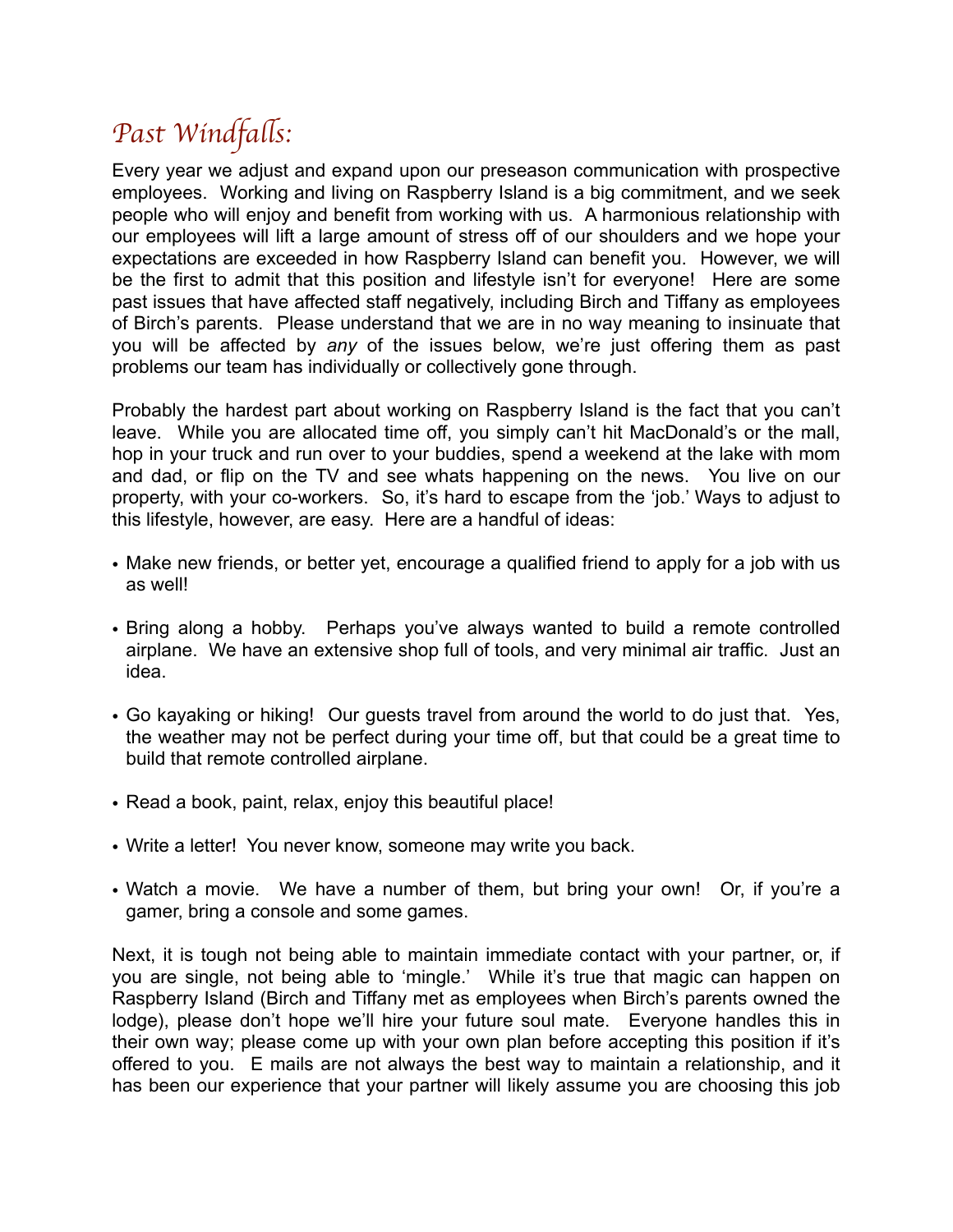# *Past Windfalls:*

Every year we adjust and expand upon our preseason communication with prospective employees. Working and living on Raspberry Island is a big commitment, and we seek people who will enjoy and benefit from working with us. A harmonious relationship with our employees will lift a large amount of stress off of our shoulders and we hope your expectations are exceeded in how Raspberry Island can benefit you. However, we will be the first to admit that this position and lifestyle isn't for everyone! Here are some past issues that have affected staff negatively, including Birch and Tiffany as employees of Birch's parents. Please understand that we are in no way meaning to insinuate that you will be affected by *any* of the issues below, we're just offering them as past problems our team has individually or collectively gone through.

Probably the hardest part about working on Raspberry Island is the fact that you can't leave. While you are allocated time off, you simply can't hit MacDonald's or the mall, hop in your truck and run over to your buddies, spend a weekend at the lake with mom and dad, or flip on the TV and see whats happening on the news. You live on our property, with your co-workers. So, it's hard to escape from the 'job.' Ways to adjust to this lifestyle, however, are easy. Here are a handful of ideas:

- Make new friends, or better yet, encourage a qualified friend to apply for a job with us as well!
- Bring along a hobby. Perhaps you've always wanted to build a remote controlled airplane. We have an extensive shop full of tools, and very minimal air traffic. Just an idea.
- Go kayaking or hiking! Our guests travel from around the world to do just that. Yes, the weather may not be perfect during your time off, but that could be a great time to build that remote controlled airplane.
- Read a book, paint, relax, enjoy this beautiful place!
- Write a letter! You never know, someone may write you back.
- Watch a movie. We have a number of them, but bring your own! Or, if you're a gamer, bring a console and some games.

Next, it is tough not being able to maintain immediate contact with your partner, or, if you are single, not being able to 'mingle.' While it's true that magic can happen on Raspberry Island (Birch and Tiffany met as employees when Birch's parents owned the lodge), please don't hope we'll hire your future soul mate. Everyone handles this in their own way; please come up with your own plan before accepting this position if it's offered to you. E mails are not always the best way to maintain a relationship, and it has been our experience that your partner will likely assume you are choosing this job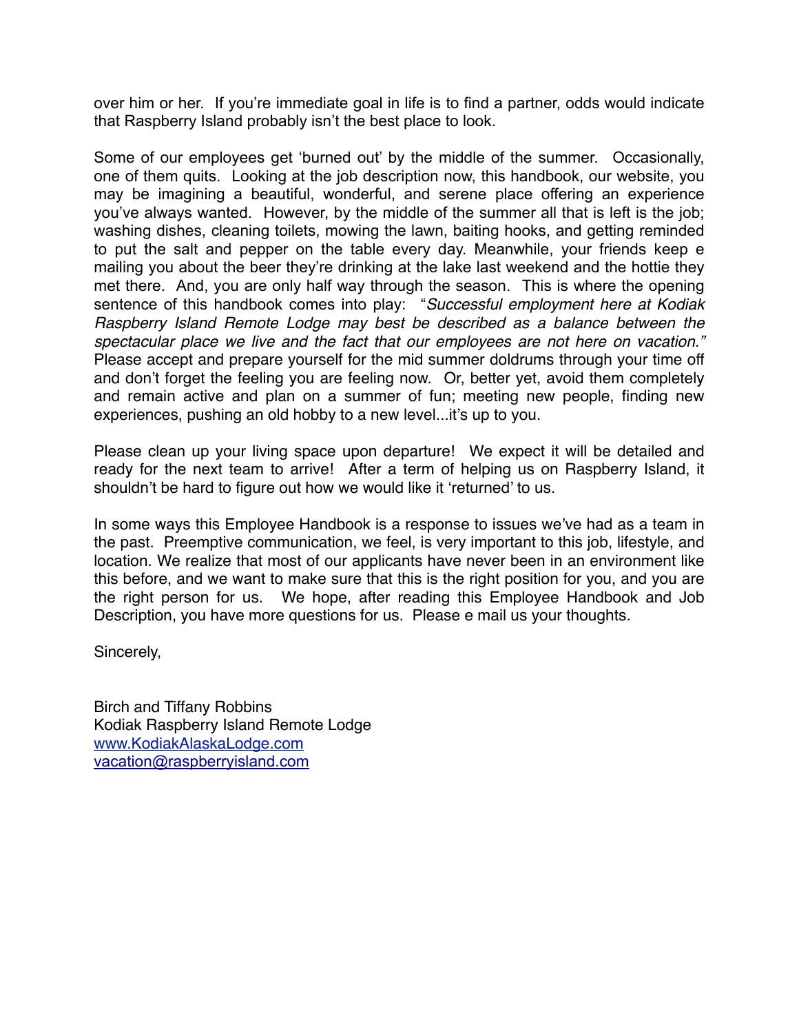over him or her. If you're immediate goal in life is to find a partner, odds would indicate that Raspberry Island probably isn't the best place to look.

Some of our employees get 'burned out' by the middle of the summer. Occasionally, one of them quits. Looking at the job description now, this handbook, our website, you may be imagining a beautiful, wonderful, and serene place offering an experience you've always wanted. However, by the middle of the summer all that is left is the job; washing dishes, cleaning toilets, mowing the lawn, baiting hooks, and getting reminded to put the salt and pepper on the table every day. Meanwhile, your friends keep e mailing you about the beer they're drinking at the lake last weekend and the hottie they met there. And, you are only half way through the season. This is where the opening sentence of this handbook comes into play: "*Successful employment here at Kodiak Raspberry Island Remote Lodge may best be described as a balance between the spectacular place we live and the fact that our employees are not here on vacation."* Please accept and prepare yourself for the mid summer doldrums through your time off and don't forget the feeling you are feeling now. Or, better yet, avoid them completely and remain active and plan on a summer of fun; meeting new people, finding new experiences, pushing an old hobby to a new level...it's up to you.

Please clean up your living space upon departure! We expect it will be detailed and ready for the next team to arrive! After a term of helping us on Raspberry Island, it shouldn't be hard to figure out how we would like it 'returned' to us.

In some ways this Employee Handbook is a response to issues we've had as a team in the past. Preemptive communication, we feel, is very important to this job, lifestyle, and location. We realize that most of our applicants have never been in an environment like this before, and we want to make sure that this is the right position for you, and you are the right person for us. We hope, after reading this Employee Handbook and Job Description, you have more questions for us. Please e mail us your thoughts.

Sincerely,

Birch and Tiffany Robbins
Kodiak Raspberry Island Remote Lodge
www.KodiakAlaskaLodge.com
vacation@raspberryisland.com